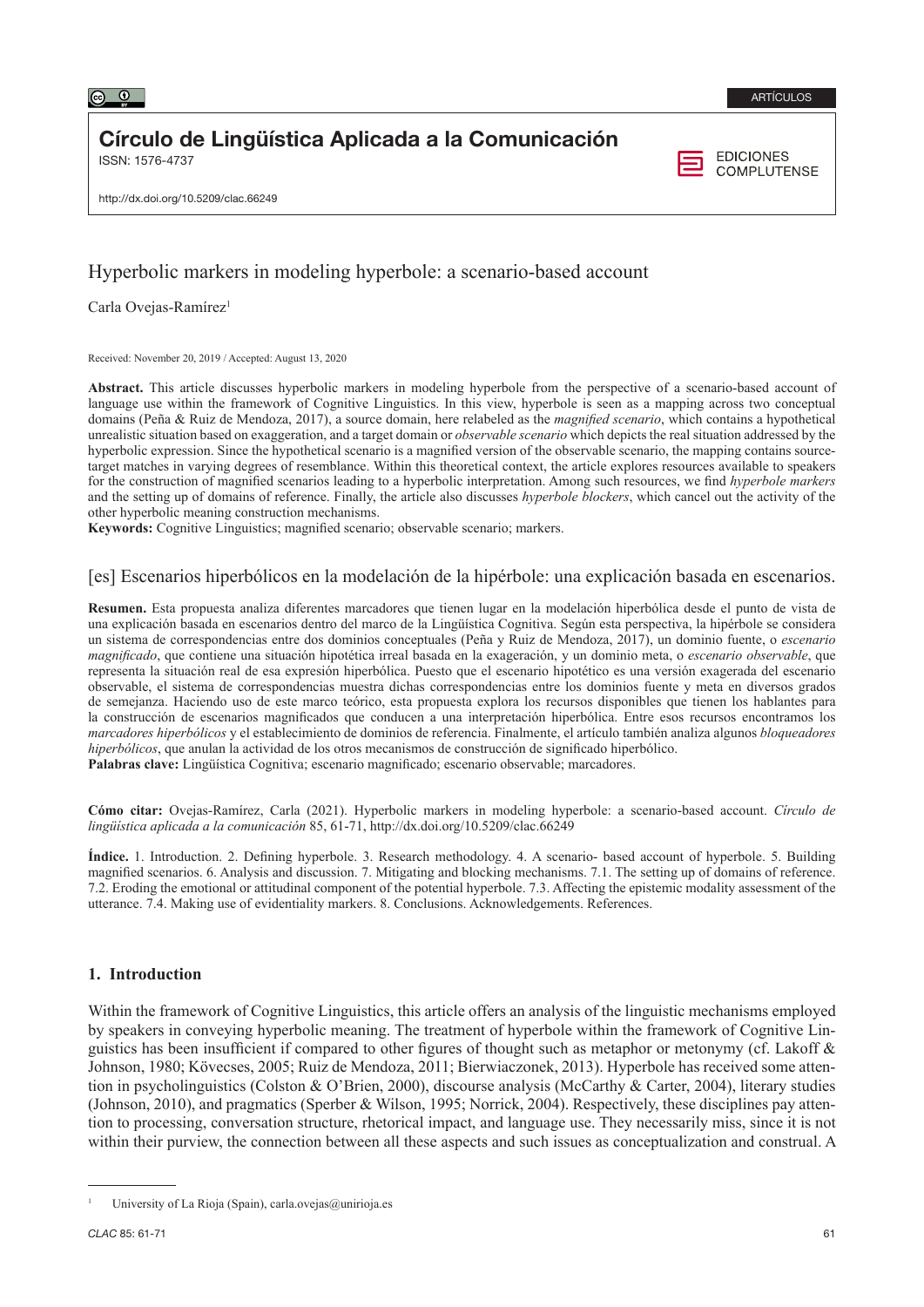ARTÍCULOS

**Círculo de Lingüística Aplicada a la Comunicación**
ISSN: 1576-4737

EDICIONES COMPLUTENSE

http://dx.doi.org/10.5209/clac.66249

# Hyperbolic markers in modeling hyperbole: a scenario-based account

Carla Ovejas-Ramírez[1]

Received: November 20, 2019 / Accepted: August 13, 2020

**Abstract.** This article discusses hyperbolic markers in modeling hyperbole from the perspective of a scenario-based account of language use within the framework of Cognitive Linguistics. In this view, hyperbole is seen as a mapping across two conceptual domains (Peña & Ruiz de Mendoza, 2017), a source domain, here relabeled as the *magnified scenario*, which contains a hypothetical unrealistic situation based on exaggeration, and a target domain or *observable scenario* which depicts the real situation addressed by the hyperbolic expression. Since the hypothetical scenario is a magnified version of the observable scenario, the mapping contains source-target matches in varying degrees of resemblance. Within this theoretical context, the article explores resources available to speakers for the construction of magnified scenarios leading to a hyperbolic interpretation. Among such resources, we find *hyperbole markers* and the setting up of domains of reference. Finally, the article also discusses *hyperbole blockers*, which cancel out the activity of the other hyperbolic meaning construction mechanisms.
**Keywords:** Cognitive Linguistics; magnified scenario; observable scenario; markers.

## [es] Escenarios hiperbólicos en la modelación de la hipérbole: una explicación basada en escenarios.

**Resumen.** Esta propuesta analiza diferentes marcadores que tienen lugar en la modelación hiperbólica desde el punto de vista de una explicación basada en escenarios dentro del marco de la Lingüística Cognitiva. Según esta perspectiva, la hipérbole se considera un sistema de correspondencias entre dos dominios conceptuales (Peña y Ruiz de Mendoza, 2017), un dominio fuente, o *escenario magnificado*, que contiene una situación hipotética irreal basada en la exageración, y un dominio meta, o *escenario observable*, que representa la situación real de esa expresión hiperbólica. Puesto que el escenario hipotético es una versión exagerada del escenario observable, el sistema de correspondencias muestra dichas correspondencias entre los dominios fuente y meta en diversos grados de semejanza. Haciendo uso de este marco teórico, esta propuesta explora los recursos disponibles que tienen los hablantes para la construcción de escenarios magnificados que conducen a una interpretación hiperbólica. Entre esos recursos encontramos los *marcadores hiperbólicos* y el establecimiento de dominios de referencia. Finalmente, el artículo también analiza algunos *bloqueadores hiperbólicos*, que anulan la actividad de los otros mecanismos de construcción de significado hiperbólico.
**Palabras clave:** Lingüística Cognitiva; escenario magnificado; escenario observable; marcadores.

**Cómo citar:** Ovejas-Ramírez, Carla (2021). Hyperbolic markers in modeling hyperbole: a scenario-based account. *Círculo de lingüística aplicada a la comunicación* 85, 61-71, http://dx.doi.org/10.5209/clac.66249

**Índice.** 1. Introduction. 2. Defining hyperbole. 3. Research methodology. 4. A scenario- based account of hyperbole. 5. Building magnified scenarios. 6. Analysis and discussion. 7. Mitigating and blocking mechanisms. 7.1. The setting up of domains of reference. 7.2. Eroding the emotional or attitudinal component of the potential hyperbole. 7.3. Affecting the epistemic modality assessment of the utterance. 7.4. Making use of evidentiality markers. 8. Conclusions. Acknowledgements. References.

## 1. Introduction

Within the framework of Cognitive Linguistics, this article offers an analysis of the linguistic mechanisms employed by speakers in conveying hyperbolic meaning. The treatment of hyperbole within the framework of Cognitive Linguistics has been insufficient if compared to other figures of thought such as metaphor or metonymy (cf. Lakoff & Johnson, 1980; Kövecses, 2005; Ruiz de Mendoza, 2011; Bierwiaczonek, 2013). Hyperbole has received some attention in psycholinguistics (Colston & O'Brien, 2000), discourse analysis (McCarthy & Carter, 2004), literary studies (Johnson, 2010), and pragmatics (Sperber & Wilson, 1995; Norrick, 2004). Respectively, these disciplines pay attention to processing, conversation structure, rhetorical impact, and language use. They necessarily miss, since it is not within their purview, the connection between all these aspects and such issues as conceptualization and construal. A

[1] University of La Rioja (Spain), carla.ovejas@unirioja.es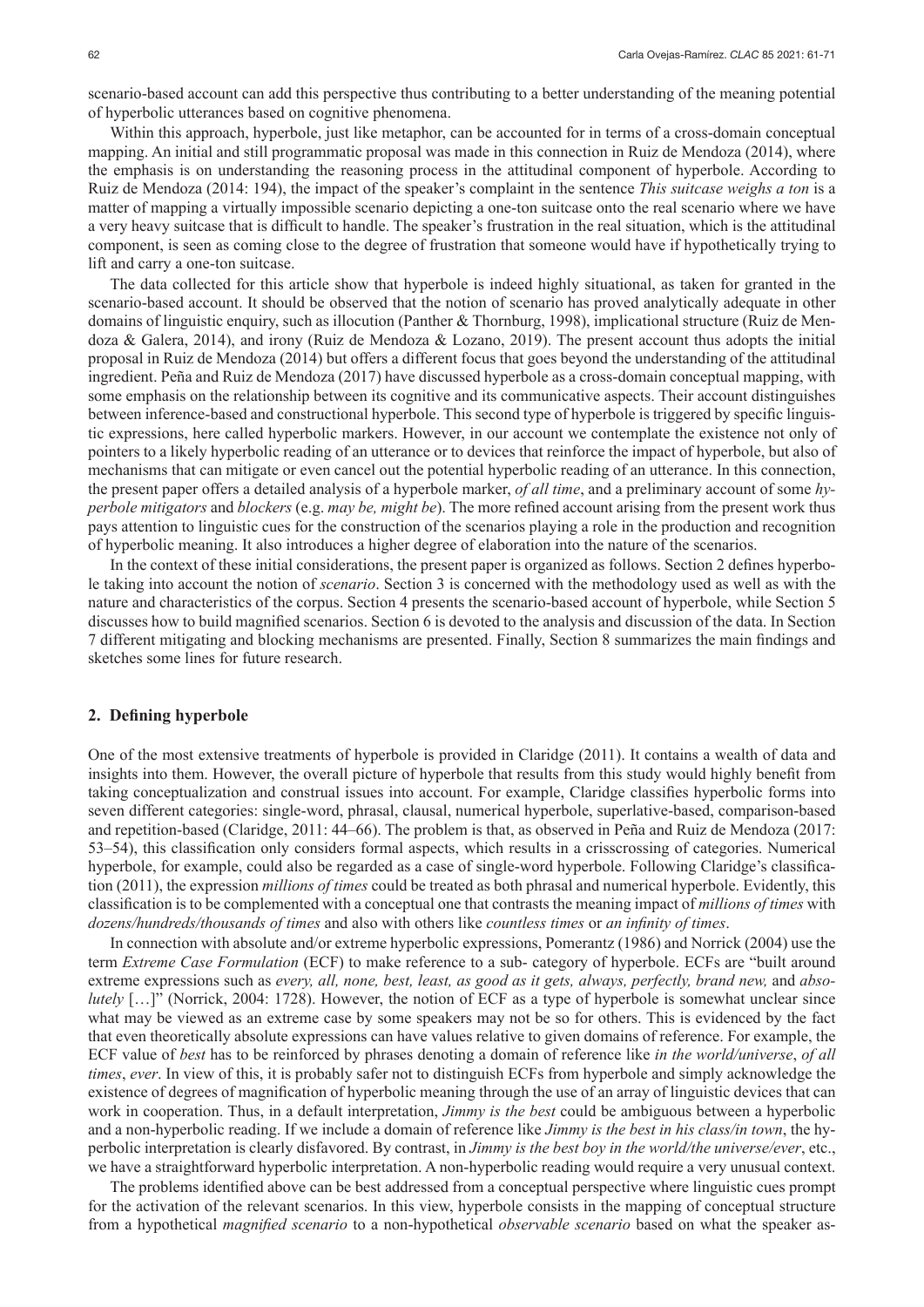scenario-based account can add this perspective thus contributing to a better understanding of the meaning potential of hyperbolic utterances based on cognitive phenomena.

Within this approach, hyperbole, just like metaphor, can be accounted for in terms of a cross-domain conceptual mapping. An initial and still programmatic proposal was made in this connection in Ruiz de Mendoza (2014), where the emphasis is on understanding the reasoning process in the attitudinal component of hyperbole. According to Ruiz de Mendoza (2014: 194), the impact of the speaker's complaint in the sentence *This suitcase weighs a ton* is a matter of mapping a virtually impossible scenario depicting a one-ton suitcase onto the real scenario where we have a very heavy suitcase that is difficult to handle. The speaker's frustration in the real situation, which is the attitudinal component, is seen as coming close to the degree of frustration that someone would have if hypothetically trying to lift and carry a one-ton suitcase.

The data collected for this article show that hyperbole is indeed highly situational, as taken for granted in the scenario-based account. It should be observed that the notion of scenario has proved analytically adequate in other domains of linguistic enquiry, such as illocution (Panther & Thornburg, 1998), implicational structure (Ruiz de Mendoza & Galera, 2014), and irony (Ruiz de Mendoza & Lozano, 2019). The present account thus adopts the initial proposal in Ruiz de Mendoza (2014) but offers a different focus that goes beyond the understanding of the attitudinal ingredient. Peña and Ruiz de Mendoza (2017) have discussed hyperbole as a cross-domain conceptual mapping, with some emphasis on the relationship between its cognitive and its communicative aspects. Their account distinguishes between inference-based and constructional hyperbole. This second type of hyperbole is triggered by specific linguistic expressions, here called hyperbolic markers. However, in our account we contemplate the existence not only of pointers to a likely hyperbolic reading of an utterance or to devices that reinforce the impact of hyperbole, but also of mechanisms that can mitigate or even cancel out the potential hyperbolic reading of an utterance. In this connection, the present paper offers a detailed analysis of a hyperbole marker, *of all time*, and a preliminary account of some *hyperbole mitigators* and *blockers* (e.g. *may be, might be*). The more refined account arising from the present work thus pays attention to linguistic cues for the construction of the scenarios playing a role in the production and recognition of hyperbolic meaning. It also introduces a higher degree of elaboration into the nature of the scenarios.

In the context of these initial considerations, the present paper is organized as follows. Section 2 defines hyperbole taking into account the notion of *scenario*. Section 3 is concerned with the methodology used as well as with the nature and characteristics of the corpus. Section 4 presents the scenario-based account of hyperbole, while Section 5 discusses how to build magnified scenarios. Section 6 is devoted to the analysis and discussion of the data. In Section 7 different mitigating and blocking mechanisms are presented. Finally, Section 8 summarizes the main findings and sketches some lines for future research.

## 2. Defining hyperbole

One of the most extensive treatments of hyperbole is provided in Claridge (2011). It contains a wealth of data and insights into them. However, the overall picture of hyperbole that results from this study would highly benefit from taking conceptualization and construal issues into account. For example, Claridge classifies hyperbolic forms into seven different categories: single-word, phrasal, clausal, numerical hyperbole, superlative-based, comparison-based and repetition-based (Claridge, 2011: 44–66). The problem is that, as observed in Peña and Ruiz de Mendoza (2017: 53–54), this classification only considers formal aspects, which results in a crisscrossing of categories. Numerical hyperbole, for example, could also be regarded as a case of single-word hyperbole. Following Claridge's classification (2011), the expression *millions of times* could be treated as both phrasal and numerical hyperbole. Evidently, this classification is to be complemented with a conceptual one that contrasts the meaning impact of *millions of times* with *dozens/hundreds/thousands of times* and also with others like *countless times* or *an infinity of times*.

In connection with absolute and/or extreme hyperbolic expressions, Pomerantz (1986) and Norrick (2004) use the term *Extreme Case Formulation* (ECF) to make reference to a sub- category of hyperbole. ECFs are "built around extreme expressions such as *every, all, none, best, least, as good as it gets, always, perfectly, brand new,* and *absolutely* […]" (Norrick, 2004: 1728). However, the notion of ECF as a type of hyperbole is somewhat unclear since what may be viewed as an extreme case by some speakers may not be so for others. This is evidenced by the fact that even theoretically absolute expressions can have values relative to given domains of reference. For example, the ECF value of *best* has to be reinforced by phrases denoting a domain of reference like *in the world/universe*, *of all times*, *ever*. In view of this, it is probably safer not to distinguish ECFs from hyperbole and simply acknowledge the existence of degrees of magnification of hyperbolic meaning through the use of an array of linguistic devices that can work in cooperation. Thus, in a default interpretation, *Jimmy is the best* could be ambiguous between a hyperbolic and a non-hyperbolic reading. If we include a domain of reference like *Jimmy is the best in his class/in town*, the hyperbolic interpretation is clearly disfavored. By contrast, in *Jimmy is the best boy in the world/the universe/ever*, etc., we have a straightforward hyperbolic interpretation. A non-hyperbolic reading would require a very unusual context.

The problems identified above can be best addressed from a conceptual perspective where linguistic cues prompt for the activation of the relevant scenarios. In this view, hyperbole consists in the mapping of conceptual structure from a hypothetical *magnified scenario* to a non-hypothetical *observable scenario* based on what the speaker as-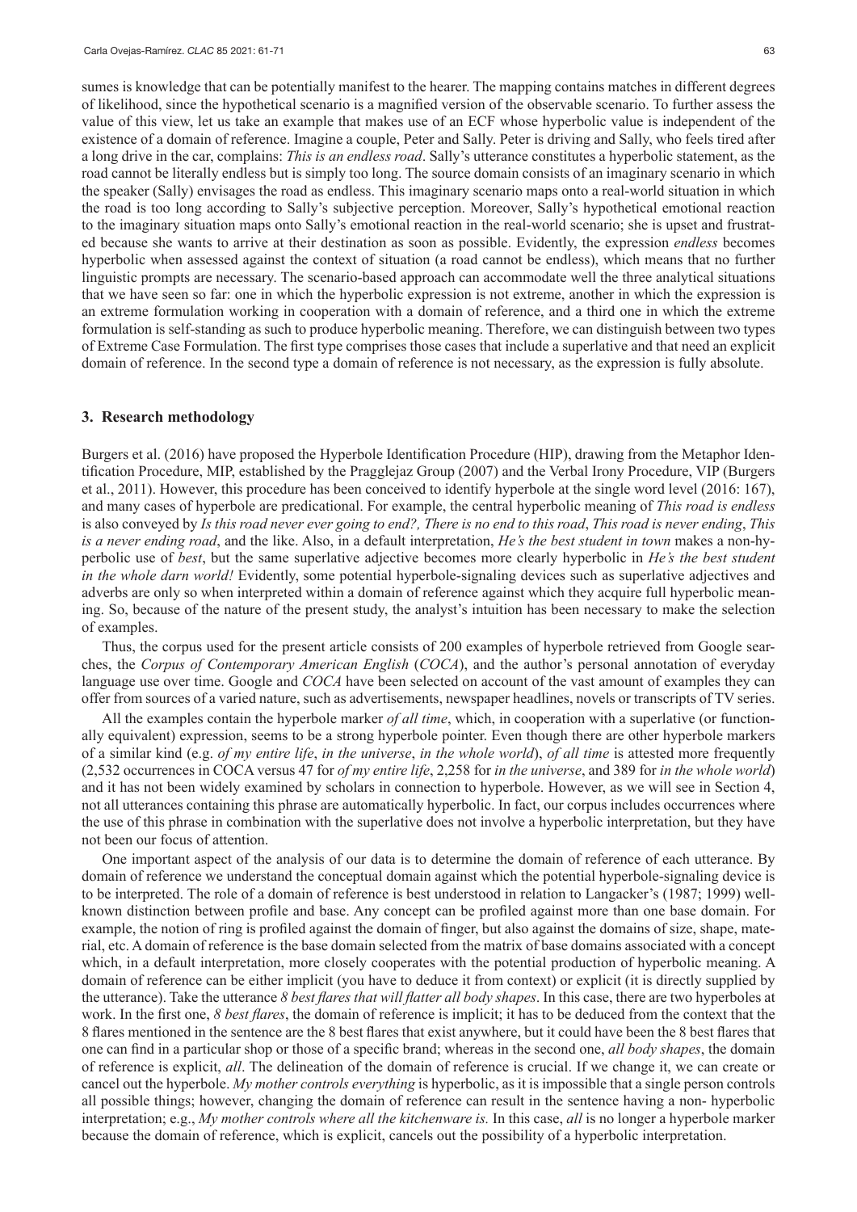sumes is knowledge that can be potentially manifest to the hearer. The mapping contains matches in different degrees of likelihood, since the hypothetical scenario is a magnified version of the observable scenario. To further assess the value of this view, let us take an example that makes use of an ECF whose hyperbolic value is independent of the existence of a domain of reference. Imagine a couple, Peter and Sally. Peter is driving and Sally, who feels tired after a long drive in the car, complains: *This is an endless road*. Sally's utterance constitutes a hyperbolic statement, as the road cannot be literally endless but is simply too long. The source domain consists of an imaginary scenario in which the speaker (Sally) envisages the road as endless. This imaginary scenario maps onto a real-world situation in which the road is too long according to Sally's subjective perception. Moreover, Sally's hypothetical emotional reaction to the imaginary situation maps onto Sally's emotional reaction in the real-world scenario; she is upset and frustrated because she wants to arrive at their destination as soon as possible. Evidently, the expression *endless* becomes hyperbolic when assessed against the context of situation (a road cannot be endless), which means that no further linguistic prompts are necessary. The scenario-based approach can accommodate well the three analytical situations that we have seen so far: one in which the hyperbolic expression is not extreme, another in which the expression is an extreme formulation working in cooperation with a domain of reference, and a third one in which the extreme formulation is self-standing as such to produce hyperbolic meaning. Therefore, we can distinguish between two types of Extreme Case Formulation. The first type comprises those cases that include a superlative and that need an explicit domain of reference. In the second type a domain of reference is not necessary, as the expression is fully absolute.

## 3. Research methodology

Burgers et al. (2016) have proposed the Hyperbole Identification Procedure (HIP), drawing from the Metaphor Identification Procedure, MIP, established by the Pragglejaz Group (2007) and the Verbal Irony Procedure, VIP (Burgers et al., 2011). However, this procedure has been conceived to identify hyperbole at the single word level (2016: 167), and many cases of hyperbole are predicational. For example, the central hyperbolic meaning of *This road is endless* is also conveyed by *Is this road never ever going to end?, There is no end to this road*, *This road is never ending*, *This is a never ending road*, and the like. Also, in a default interpretation, *He's the best student in town* makes a non-hyperbolic use of *best*, but the same superlative adjective becomes more clearly hyperbolic in *He's the best student in the whole darn world!* Evidently, some potential hyperbole-signaling devices such as superlative adjectives and adverbs are only so when interpreted within a domain of reference against which they acquire full hyperbolic meaning. So, because of the nature of the present study, the analyst's intuition has been necessary to make the selection of examples.

Thus, the corpus used for the present article consists of 200 examples of hyperbole retrieved from Google searches, the *Corpus of Contemporary American English* (*COCA*), and the author's personal annotation of everyday language use over time. Google and *COCA* have been selected on account of the vast amount of examples they can offer from sources of a varied nature, such as advertisements, newspaper headlines, novels or transcripts of TV series.

All the examples contain the hyperbole marker *of all time*, which, in cooperation with a superlative (or functionally equivalent) expression, seems to be a strong hyperbole pointer. Even though there are other hyperbole markers of a similar kind (e.g. *of my entire life*, *in the universe*, *in the whole world*), *of all time* is attested more frequently (2,532 occurrences in COCA versus 47 for *of my entire life*, 2,258 for *in the universe*, and 389 for *in the whole world*) and it has not been widely examined by scholars in connection to hyperbole. However, as we will see in Section 4, not all utterances containing this phrase are automatically hyperbolic. In fact, our corpus includes occurrences where the use of this phrase in combination with the superlative does not involve a hyperbolic interpretation, but they have not been our focus of attention.

One important aspect of the analysis of our data is to determine the domain of reference of each utterance. By domain of reference we understand the conceptual domain against which the potential hyperbole-signaling device is to be interpreted. The role of a domain of reference is best understood in relation to Langacker's (1987; 1999) well-known distinction between profile and base. Any concept can be profiled against more than one base domain. For example, the notion of ring is profiled against the domain of finger, but also against the domains of size, shape, material, etc. A domain of reference is the base domain selected from the matrix of base domains associated with a concept which, in a default interpretation, more closely cooperates with the potential production of hyperbolic meaning. A domain of reference can be either implicit (you have to deduce it from context) or explicit (it is directly supplied by the utterance). Take the utterance *8 best flares that will flatter all body shapes*. In this case, there are two hyperboles at work. In the first one, *8 best flares*, the domain of reference is implicit; it has to be deduced from the context that the 8 flares mentioned in the sentence are the 8 best flares that exist anywhere, but it could have been the 8 best flares that one can find in a particular shop or those of a specific brand; whereas in the second one, *all body shapes*, the domain of reference is explicit, *all*. The delineation of the domain of reference is crucial. If we change it, we can create or cancel out the hyperbole. *My mother controls everything* is hyperbolic, as it is impossible that a single person controls all possible things; however, changing the domain of reference can result in the sentence having a non- hyperbolic interpretation; e.g., *My mother controls where all the kitchenware is.* In this case, *all* is no longer a hyperbole marker because the domain of reference, which is explicit, cancels out the possibility of a hyperbolic interpretation.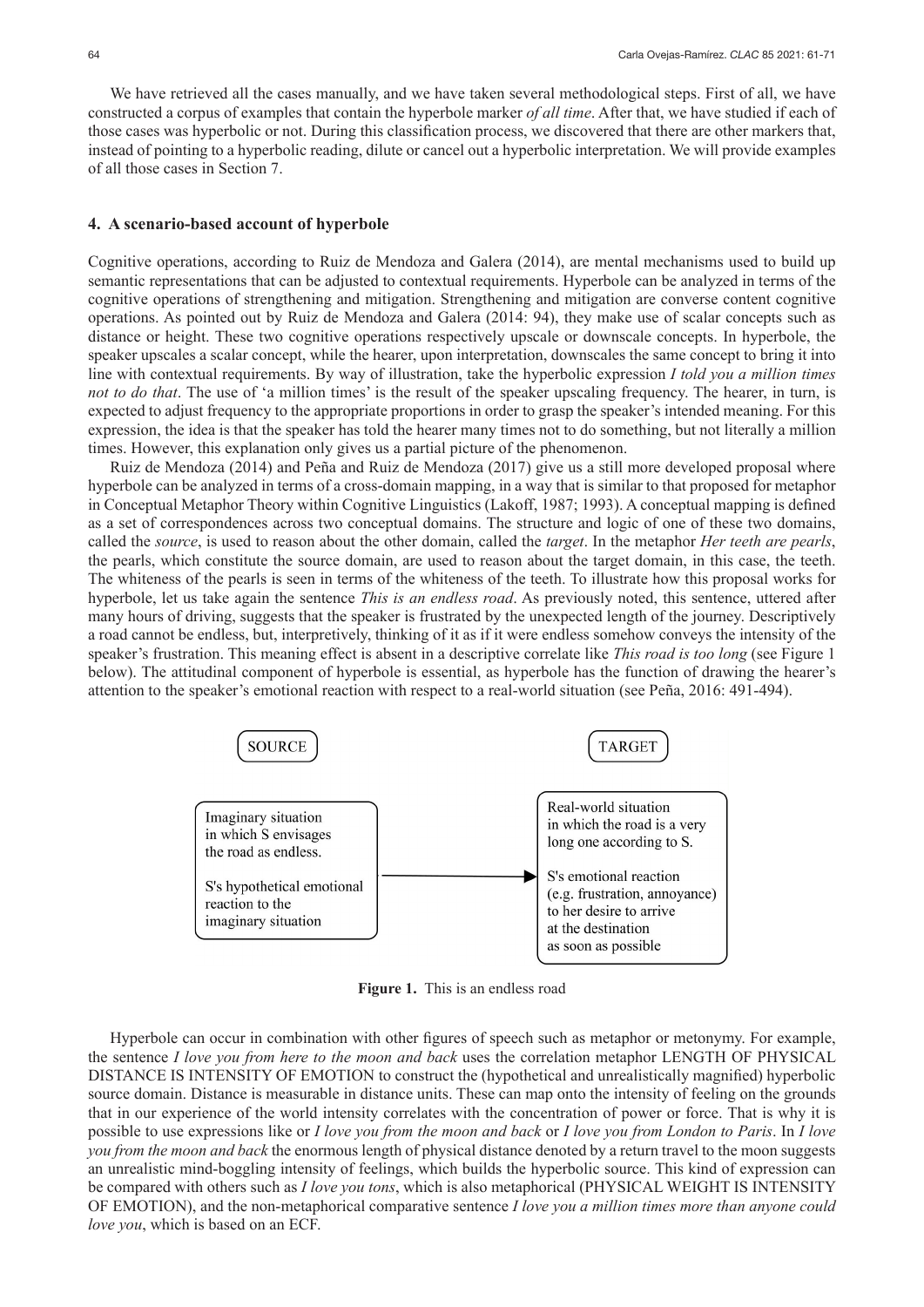We have retrieved all the cases manually, and we have taken several methodological steps. First of all, we have constructed a corpus of examples that contain the hyperbole marker *of all time*. After that, we have studied if each of those cases was hyperbolic or not. During this classification process, we discovered that there are other markers that, instead of pointing to a hyperbolic reading, dilute or cancel out a hyperbolic interpretation. We will provide examples of all those cases in Section 7.

## 4. A scenario-based account of hyperbole

Cognitive operations, according to Ruiz de Mendoza and Galera (2014), are mental mechanisms used to build up semantic representations that can be adjusted to contextual requirements. Hyperbole can be analyzed in terms of the cognitive operations of strengthening and mitigation. Strengthening and mitigation are converse content cognitive operations. As pointed out by Ruiz de Mendoza and Galera (2014: 94), they make use of scalar concepts such as distance or height. These two cognitive operations respectively upscale or downscale concepts. In hyperbole, the speaker upscales a scalar concept, while the hearer, upon interpretation, downscales the same concept to bring it into line with contextual requirements. By way of illustration, take the hyperbolic expression *I told you a million times not to do that*. The use of 'a million times' is the result of the speaker upscaling frequency. The hearer, in turn, is expected to adjust frequency to the appropriate proportions in order to grasp the speaker's intended meaning. For this expression, the idea is that the speaker has told the hearer many times not to do something, but not literally a million times. However, this explanation only gives us a partial picture of the phenomenon.

Ruiz de Mendoza (2014) and Peña and Ruiz de Mendoza (2017) give us a still more developed proposal where hyperbole can be analyzed in terms of a cross-domain mapping, in a way that is similar to that proposed for metaphor in Conceptual Metaphor Theory within Cognitive Linguistics (Lakoff, 1987; 1993). A conceptual mapping is defined as a set of correspondences across two conceptual domains. The structure and logic of one of these two domains, called the *source*, is used to reason about the other domain, called the *target*. In the metaphor *Her teeth are pearls*, the pearls, which constitute the source domain, are used to reason about the target domain, in this case, the teeth. The whiteness of the pearls is seen in terms of the whiteness of the teeth. To illustrate how this proposal works for hyperbole, let us take again the sentence *This is an endless road*. As previously noted, this sentence, uttered after many hours of driving, suggests that the speaker is frustrated by the unexpected length of the journey. Descriptively a road cannot be endless, but, interpretively, thinking of it as if it were endless somehow conveys the intensity of the speaker's frustration. This meaning effect is absent in a descriptive correlate like *This road is too long* (see Figure 1 below). The attitudinal component of hyperbole is essential, as hyperbole has the function of drawing the hearer's attention to the speaker's emotional reaction with respect to a real-world situation (see Peña, 2016: 491-494).

| SOURCE | | TARGET |
|---|---|---|
| Imaginary situation in which S envisages the road as endless.<br><br>S's hypothetical emotional reaction to the imaginary situation | → | Real-world situation in which the road is a very long one according to S.<br><br>S's emotional reaction (e.g. frustration, annoyance) to her desire to arrive at the destination as soon as possible |

**Figure 1.** This is an endless road

Hyperbole can occur in combination with other figures of speech such as metaphor or metonymy. For example, the sentence *I love you from here to the moon and back* uses the correlation metaphor LENGTH OF PHYSICAL DISTANCE IS INTENSITY OF EMOTION to construct the (hypothetical and unrealistically magnified) hyperbolic source domain. Distance is measurable in distance units. These can map onto the intensity of feeling on the grounds that in our experience of the world intensity correlates with the concentration of power or force. That is why it is possible to use expressions like or *I love you from the moon and back* or *I love you from London to Paris*. In *I love you from the moon and back* the enormous length of physical distance denoted by a return travel to the moon suggests an unrealistic mind-boggling intensity of feelings, which builds the hyperbolic source. This kind of expression can be compared with others such as *I love you tons*, which is also metaphorical (PHYSICAL WEIGHT IS INTENSITY OF EMOTION), and the non-metaphorical comparative sentence *I love you a million times more than anyone could love you*, which is based on an ECF.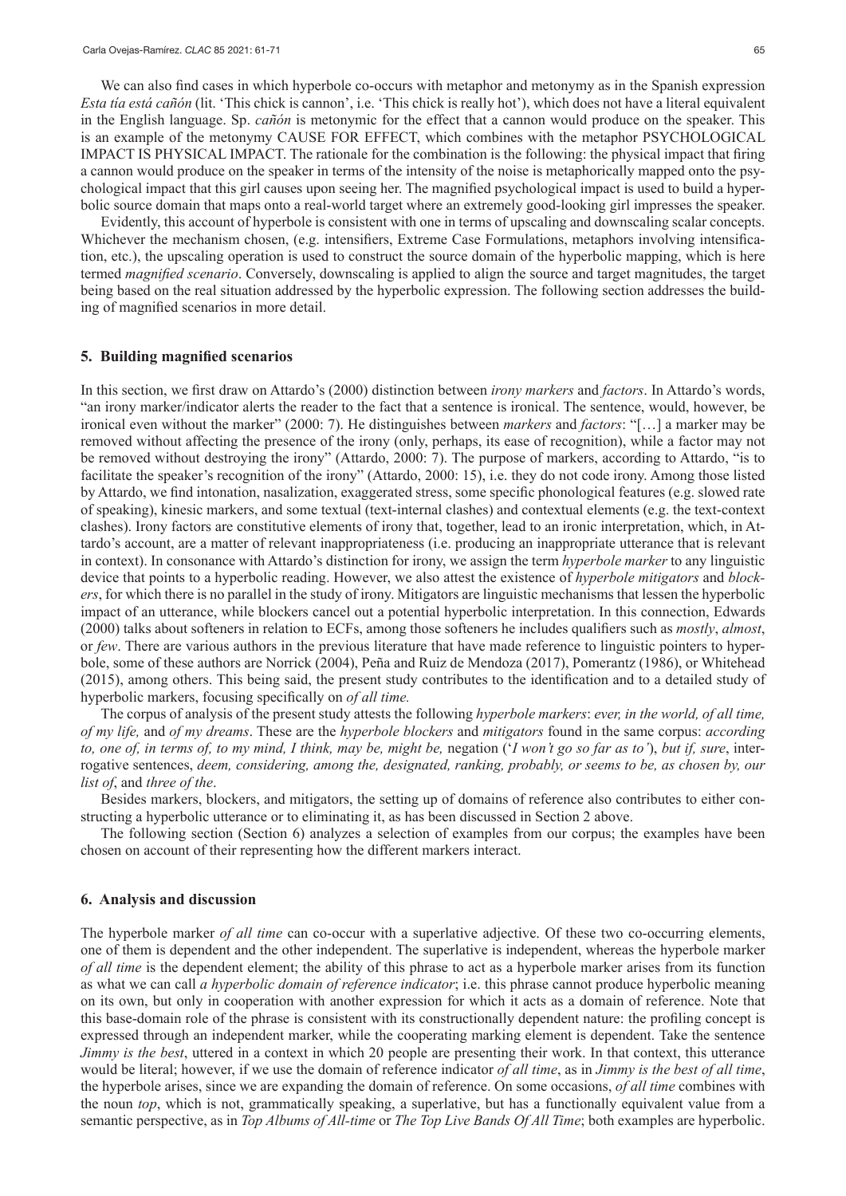We can also find cases in which hyperbole co-occurs with metaphor and metonymy as in the Spanish expression *Esta tía está cañón* (lit. 'This chick is cannon', i.e. 'This chick is really hot'), which does not have a literal equivalent in the English language. Sp. *cañón* is metonymic for the effect that a cannon would produce on the speaker. This is an example of the metonymy CAUSE FOR EFFECT, which combines with the metaphor PSYCHOLOGICAL IMPACT IS PHYSICAL IMPACT. The rationale for the combination is the following: the physical impact that firing a cannon would produce on the speaker in terms of the intensity of the noise is metaphorically mapped onto the psychological impact that this girl causes upon seeing her. The magnified psychological impact is used to build a hyperbolic source domain that maps onto a real-world target where an extremely good-looking girl impresses the speaker.

Evidently, this account of hyperbole is consistent with one in terms of upscaling and downscaling scalar concepts. Whichever the mechanism chosen, (e.g. intensifiers, Extreme Case Formulations, metaphors involving intensification, etc.), the upscaling operation is used to construct the source domain of the hyperbolic mapping, which is here termed *magnified scenario*. Conversely, downscaling is applied to align the source and target magnitudes, the target being based on the real situation addressed by the hyperbolic expression. The following section addresses the building of magnified scenarios in more detail.

## 5. Building magnified scenarios

In this section, we first draw on Attardo's (2000) distinction between *irony markers* and *factors*. In Attardo's words, "an irony marker/indicator alerts the reader to the fact that a sentence is ironical. The sentence, would, however, be ironical even without the marker" (2000: 7). He distinguishes between *markers* and *factors*: "[…] a marker may be removed without affecting the presence of the irony (only, perhaps, its ease of recognition), while a factor may not be removed without destroying the irony" (Attardo, 2000: 7). The purpose of markers, according to Attardo, "is to facilitate the speaker's recognition of the irony" (Attardo, 2000: 15), i.e. they do not code irony. Among those listed by Attardo, we find intonation, nasalization, exaggerated stress, some specific phonological features (e.g. slowed rate of speaking), kinesic markers, and some textual (text-internal clashes) and contextual elements (e.g. the text-context clashes). Irony factors are constitutive elements of irony that, together, lead to an ironic interpretation, which, in Attardo's account, are a matter of relevant inappropriateness (i.e. producing an inappropriate utterance that is relevant in context). In consonance with Attardo's distinction for irony, we assign the term *hyperbole marker* to any linguistic device that points to a hyperbolic reading. However, we also attest the existence of *hyperbole mitigators* and *blockers*, for which there is no parallel in the study of irony. Mitigators are linguistic mechanisms that lessen the hyperbolic impact of an utterance, while blockers cancel out a potential hyperbolic interpretation. In this connection, Edwards (2000) talks about softeners in relation to ECFs, among those softeners he includes qualifiers such as *mostly*, *almost*, or *few*. There are various authors in the previous literature that have made reference to linguistic pointers to hyperbole, some of these authors are Norrick (2004), Peña and Ruiz de Mendoza (2017), Pomerantz (1986), or Whitehead (2015), among others. This being said, the present study contributes to the identification and to a detailed study of hyperbolic markers, focusing specifically on *of all time.*

The corpus of analysis of the present study attests the following *hyperbole markers*: *ever, in the world, of all time, of my life,* and *of my dreams*. These are the *hyperbole blockers* and *mitigators* found in the same corpus: *according to, one of, in terms of, to my mind, I think, may be, might be,* negation ('*I won't go so far as to*'), *but if, sure*, interrogative sentences, *deem, considering, among the, designated, ranking, probably, or seems to be, as chosen by, our list of*, and *three of the*.

Besides markers, blockers, and mitigators, the setting up of domains of reference also contributes to either constructing a hyperbolic utterance or to eliminating it, as has been discussed in Section 2 above.

The following section (Section 6) analyzes a selection of examples from our corpus; the examples have been chosen on account of their representing how the different markers interact.

## 6. Analysis and discussion

The hyperbole marker *of all time* can co-occur with a superlative adjective. Of these two co-occurring elements, one of them is dependent and the other independent. The superlative is independent, whereas the hyperbole marker *of all time* is the dependent element; the ability of this phrase to act as a hyperbole marker arises from its function as what we can call *a hyperbolic domain of reference indicator*; i.e. this phrase cannot produce hyperbolic meaning on its own, but only in cooperation with another expression for which it acts as a domain of reference. Note that this base-domain role of the phrase is consistent with its constructionally dependent nature: the profiling concept is expressed through an independent marker, while the cooperating marking element is dependent. Take the sentence *Jimmy is the best*, uttered in a context in which 20 people are presenting their work. In that context, this utterance would be literal; however, if we use the domain of reference indicator *of all time*, as in *Jimmy is the best of all time*, the hyperbole arises, since we are expanding the domain of reference. On some occasions, *of all time* combines with the noun *top*, which is not, grammatically speaking, a superlative, but has a functionally equivalent value from a semantic perspective, as in *Top Albums of All-time* or *The Top Live Bands Of All Time*; both examples are hyperbolic.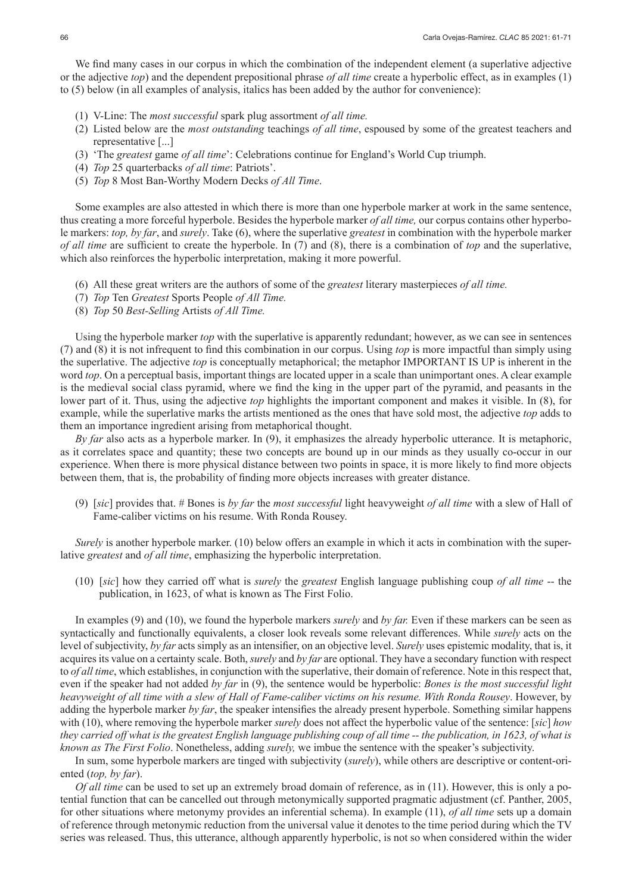We find many cases in our corpus in which the combination of the independent element (a superlative adjective or the adjective *top*) and the dependent prepositional phrase *of all time* create a hyperbolic effect, as in examples (1) to (5) below (in all examples of analysis, italics has been added by the author for convenience):

(1) V-Line: The *most successful* spark plug assortment *of all time.*
(2) Listed below are the *most outstanding* teachings *of all time*, espoused by some of the greatest teachers and representative [...]
(3) 'The *greatest* game *of all time*': Celebrations continue for England's World Cup triumph.
(4) *Top* 25 quarterbacks *of all time*: Patriots'.
(5) *Top* 8 Most Ban-Worthy Modern Decks *of All Time*.

Some examples are also attested in which there is more than one hyperbole marker at work in the same sentence, thus creating a more forceful hyperbole. Besides the hyperbole marker *of all time,* our corpus contains other hyperbole markers: *top, by far*, and *surely*. Take (6), where the superlative *greatest* in combination with the hyperbole marker *of all time* are sufficient to create the hyperbole. In (7) and (8), there is a combination of *top* and the superlative, which also reinforces the hyperbolic interpretation, making it more powerful.

(6) All these great writers are the authors of some of the *greatest* literary masterpieces *of all time.*
(7) *Top* Ten *Greatest* Sports People *of All Time.*
(8) *Top* 50 *Best-Selling* Artists *of All Time.*

Using the hyperbole marker *top* with the superlative is apparently redundant; however, as we can see in sentences (7) and (8) it is not infrequent to find this combination in our corpus. Using *top* is more impactful than simply using the superlative. The adjective *top* is conceptually metaphorical; the metaphor IMPORTANT IS UP is inherent in the word *top*. On a perceptual basis, important things are located upper in a scale than unimportant ones. A clear example is the medieval social class pyramid, where we find the king in the upper part of the pyramid, and peasants in the lower part of it. Thus, using the adjective *top* highlights the important component and makes it visible. In (8), for example, while the superlative marks the artists mentioned as the ones that have sold most, the adjective *top* adds to them an importance ingredient arising from metaphorical thought.

*By far* also acts as a hyperbole marker. In (9), it emphasizes the already hyperbolic utterance. It is metaphoric, as it correlates space and quantity; these two concepts are bound up in our minds as they usually co-occur in our experience. When there is more physical distance between two points in space, it is more likely to find more objects between them, that is, the probability of finding more objects increases with greater distance.

(9) [*sic*] provides that. # Bones is *by far* the *most successful* light heavyweight *of all time* with a slew of Hall of Fame-caliber victims on his resume. With Ronda Rousey.

*Surely* is another hyperbole marker. (10) below offers an example in which it acts in combination with the superlative *greatest* and *of all time*, emphasizing the hyperbolic interpretation.

(10) [*sic*] how they carried off what is *surely* the *greatest* English language publishing coup *of all time* -- the publication, in 1623, of what is known as The First Folio.

In examples (9) and (10), we found the hyperbole markers *surely* and *by far.* Even if these markers can be seen as syntactically and functionally equivalents, a closer look reveals some relevant differences. While *surely* acts on the level of subjectivity, *by far* acts simply as an intensifier, on an objective level. *Surely* uses epistemic modality, that is, it acquires its value on a certainty scale. Both, *surely* and *by far* are optional. They have a secondary function with respect to *of all time*, which establishes, in conjunction with the superlative, their domain of reference. Note in this respect that, even if the speaker had not added *by far* in (9), the sentence would be hyperbolic: *Bones is the most successful light heavyweight of all time with a slew of Hall of Fame-caliber victims on his resume. With Ronda Rousey*. However, by adding the hyperbole marker *by far*, the speaker intensifies the already present hyperbole. Something similar happens with (10), where removing the hyperbole marker *surely* does not affect the hyperbolic value of the sentence: [*sic*] *how they carried off what is the greatest English language publishing coup of all time -- the publication, in 1623, of what is known as The First Folio*. Nonetheless, adding *surely,* we imbue the sentence with the speaker's subjectivity.

In sum, some hyperbole markers are tinged with subjectivity (*surely*), while others are descriptive or content-oriented (*top, by far*).

*Of all time* can be used to set up an extremely broad domain of reference, as in (11). However, this is only a potential function that can be cancelled out through metonymically supported pragmatic adjustment (cf. Panther, 2005, for other situations where metonymy provides an inferential schema). In example (11), *of all time* sets up a domain of reference through metonymic reduction from the universal value it denotes to the time period during which the TV series was released. Thus, this utterance, although apparently hyperbolic, is not so when considered within the wider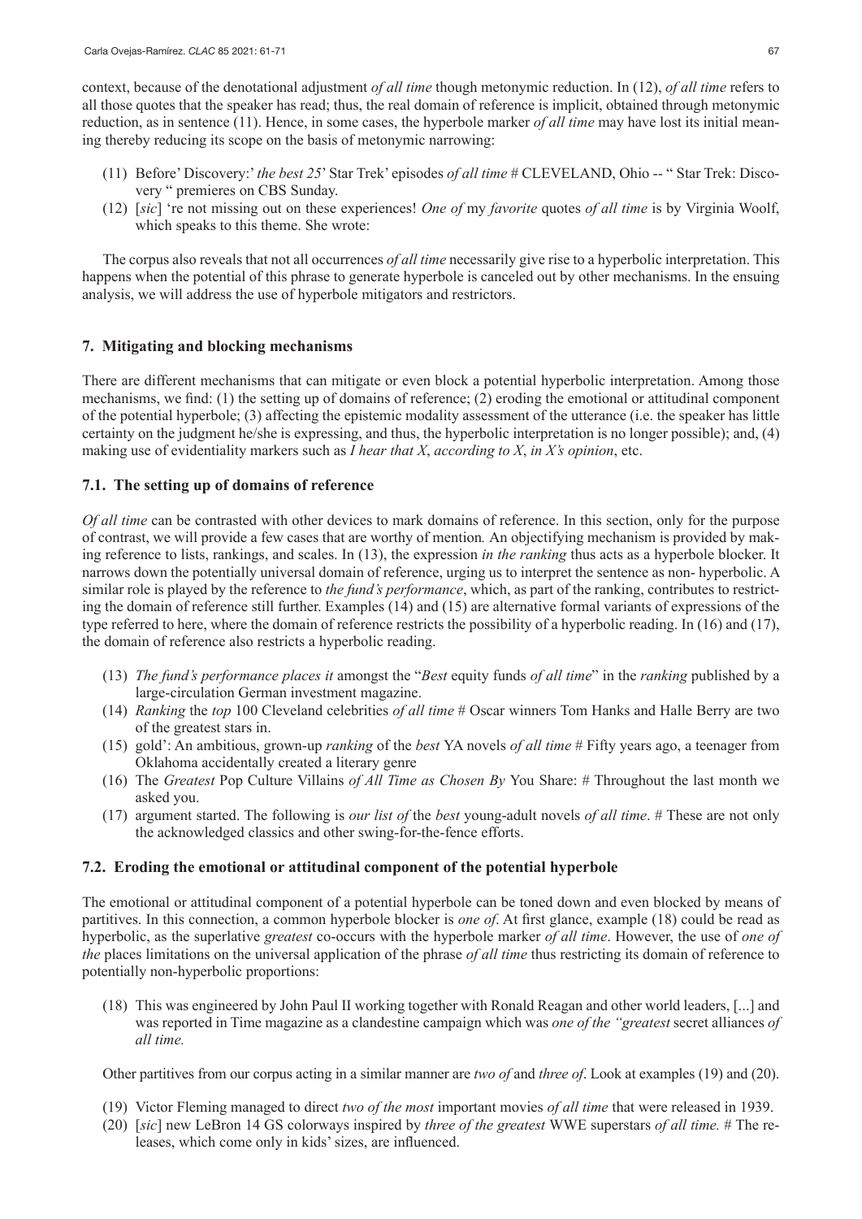context, because of the denotational adjustment *of all time* though metonymic reduction. In (12), *of all time* refers to all those quotes that the speaker has read; thus, the real domain of reference is implicit, obtained through metonymic reduction, as in sentence (11). Hence, in some cases, the hyperbole marker *of all time* may have lost its initial meaning thereby reducing its scope on the basis of metonymic narrowing:

(11) Before' Discovery:' *the best 25*' Star Trek' episodes *of all time* # CLEVELAND, Ohio -- " Star Trek: Discovery " premieres on CBS Sunday.

(12) [*sic*] 're not missing out on these experiences! *One of* my *favorite* quotes *of all time* is by Virginia Woolf, which speaks to this theme. She wrote:

The corpus also reveals that not all occurrences *of all time* necessarily give rise to a hyperbolic interpretation. This happens when the potential of this phrase to generate hyperbole is canceled out by other mechanisms. In the ensuing analysis, we will address the use of hyperbole mitigators and restrictors.

## 7. Mitigating and blocking mechanisms

There are different mechanisms that can mitigate or even block a potential hyperbolic interpretation. Among those mechanisms, we find: (1) the setting up of domains of reference; (2) eroding the emotional or attitudinal component of the potential hyperbole; (3) affecting the epistemic modality assessment of the utterance (i.e. the speaker has little certainty on the judgment he/she is expressing, and thus, the hyperbolic interpretation is no longer possible); and, (4) making use of evidentiality markers such as *I hear that X*, *according to X*, *in X's opinion*, etc.

### 7.1. The setting up of domains of reference

*Of all time* can be contrasted with other devices to mark domains of reference. In this section, only for the purpose of contrast, we will provide a few cases that are worthy of mention*.* An objectifying mechanism is provided by making reference to lists, rankings, and scales. In (13), the expression *in the ranking* thus acts as a hyperbole blocker. It narrows down the potentially universal domain of reference, urging us to interpret the sentence as non- hyperbolic. A similar role is played by the reference to *the fund's performance*, which, as part of the ranking, contributes to restricting the domain of reference still further. Examples (14) and (15) are alternative formal variants of expressions of the type referred to here, where the domain of reference restricts the possibility of a hyperbolic reading. In (16) and (17), the domain of reference also restricts a hyperbolic reading.

(13) *The fund's performance places it* amongst the "*Best* equity funds *of all time*" in the *ranking* published by a large-circulation German investment magazine.

(14) *Ranking* the *top* 100 Cleveland celebrities *of all time* # Oscar winners Tom Hanks and Halle Berry are two of the greatest stars in.

(15) gold': An ambitious, grown-up *ranking* of the *best* YA novels *of all time* # Fifty years ago, a teenager from Oklahoma accidentally created a literary genre

(16) The *Greatest* Pop Culture Villains *of All Time as Chosen By* You Share: # Throughout the last month we asked you.

(17) argument started. The following is *our list of* the *best* young-adult novels *of all time*. # These are not only the acknowledged classics and other swing-for-the-fence efforts.

### 7.2. Eroding the emotional or attitudinal component of the potential hyperbole

The emotional or attitudinal component of a potential hyperbole can be toned down and even blocked by means of partitives. In this connection, a common hyperbole blocker is *one of*. At first glance, example (18) could be read as hyperbolic, as the superlative *greatest* co-occurs with the hyperbole marker *of all time*. However, the use of *one of the* places limitations on the universal application of the phrase *of all time* thus restricting its domain of reference to potentially non-hyperbolic proportions:

(18) This was engineered by John Paul II working together with Ronald Reagan and other world leaders, [...] and was reported in Time magazine as a clandestine campaign which was *one of the "greatest* secret alliances *of all time.*

Other partitives from our corpus acting in a similar manner are *two of* and *three of*. Look at examples (19) and (20).

(19) Victor Fleming managed to direct *two of the most* important movies *of all time* that were released in 1939.

(20) [*sic*] new LeBron 14 GS colorways inspired by *three of the greatest* WWE superstars *of all time.* # The releases, which come only in kids' sizes, are influenced.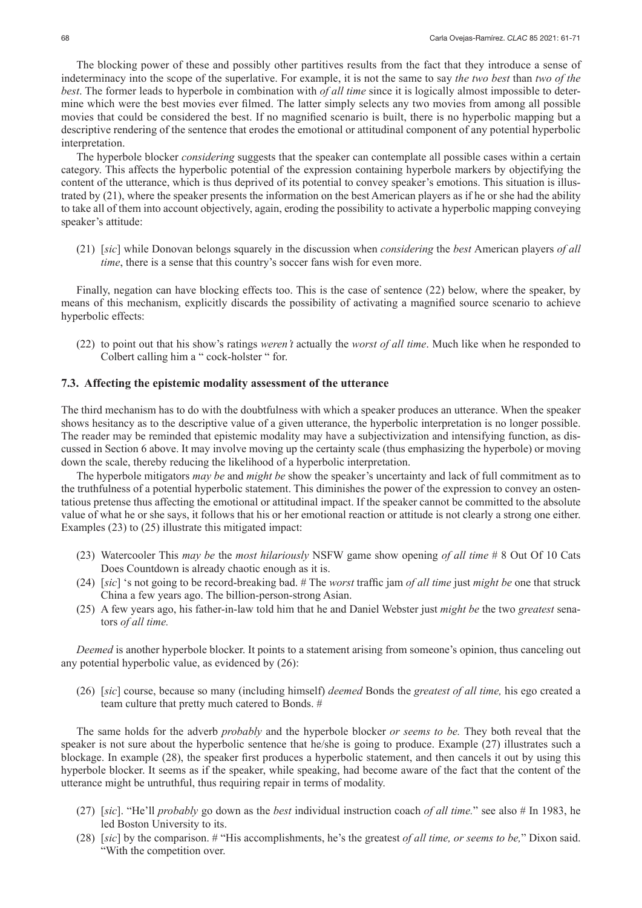The blocking power of these and possibly other partitives results from the fact that they introduce a sense of indeterminacy into the scope of the superlative. For example, it is not the same to say *the two best* than *two of the best*. The former leads to hyperbole in combination with *of all time* since it is logically almost impossible to determine which were the best movies ever filmed. The latter simply selects any two movies from among all possible movies that could be considered the best. If no magnified scenario is built, there is no hyperbolic mapping but a descriptive rendering of the sentence that erodes the emotional or attitudinal component of any potential hyperbolic interpretation.

The hyperbole blocker *considering* suggests that the speaker can contemplate all possible cases within a certain category. This affects the hyperbolic potential of the expression containing hyperbole markers by objectifying the content of the utterance, which is thus deprived of its potential to convey speaker's emotions. This situation is illustrated by (21), where the speaker presents the information on the best American players as if he or she had the ability to take all of them into account objectively, again, eroding the possibility to activate a hyperbolic mapping conveying speaker's attitude:

(21) [*sic*] while Donovan belongs squarely in the discussion when *considering* the *best* American players *of all time*, there is a sense that this country's soccer fans wish for even more.

Finally, negation can have blocking effects too. This is the case of sentence (22) below, where the speaker, by means of this mechanism, explicitly discards the possibility of activating a magnified source scenario to achieve hyperbolic effects:

(22) to point out that his show's ratings *weren't* actually the *worst of all time*. Much like when he responded to Colbert calling him a " cock-holster " for.

### 7.3. Affecting the epistemic modality assessment of the utterance

The third mechanism has to do with the doubtfulness with which a speaker produces an utterance. When the speaker shows hesitancy as to the descriptive value of a given utterance, the hyperbolic interpretation is no longer possible. The reader may be reminded that epistemic modality may have a subjectivization and intensifying function, as discussed in Section 6 above. It may involve moving up the certainty scale (thus emphasizing the hyperbole) or moving down the scale, thereby reducing the likelihood of a hyperbolic interpretation.

The hyperbole mitigators *may be* and *might be* show the speaker's uncertainty and lack of full commitment as to the truthfulness of a potential hyperbolic statement. This diminishes the power of the expression to convey an ostentatious pretense thus affecting the emotional or attitudinal impact. If the speaker cannot be committed to the absolute value of what he or she says, it follows that his or her emotional reaction or attitude is not clearly a strong one either. Examples (23) to (25) illustrate this mitigated impact:

(23) Watercooler This *may be* the *most hilariously* NSFW game show opening *of all time* # 8 Out Of 10 Cats Does Countdown is already chaotic enough as it is.

(24) [*sic*] 's not going to be record-breaking bad. # The *worst* traffic jam *of all time* just *might be* one that struck China a few years ago. The billion-person-strong Asian.

(25) A few years ago, his father-in-law told him that he and Daniel Webster just *might be* the two *greatest* senators *of all time.*

*Deemed* is another hyperbole blocker. It points to a statement arising from someone's opinion, thus canceling out any potential hyperbolic value, as evidenced by (26):

(26) [*sic*] course, because so many (including himself) *deemed* Bonds the *greatest of all time,* his ego created a team culture that pretty much catered to Bonds. #

The same holds for the adverb *probably* and the hyperbole blocker *or seems to be.* They both reveal that the speaker is not sure about the hyperbolic sentence that he/she is going to produce. Example (27) illustrates such a blockage. In example (28), the speaker first produces a hyperbolic statement, and then cancels it out by using this hyperbole blocker. It seems as if the speaker, while speaking, had become aware of the fact that the content of the utterance might be untruthful, thus requiring repair in terms of modality.

(27) [*sic*]. "He'll *probably* go down as the *best* individual instruction coach *of all time.*" see also # In 1983, he led Boston University to its.

(28) [*sic*] by the comparison. # "His accomplishments, he's the greatest *of all time, or seems to be,*" Dixon said. "With the competition over.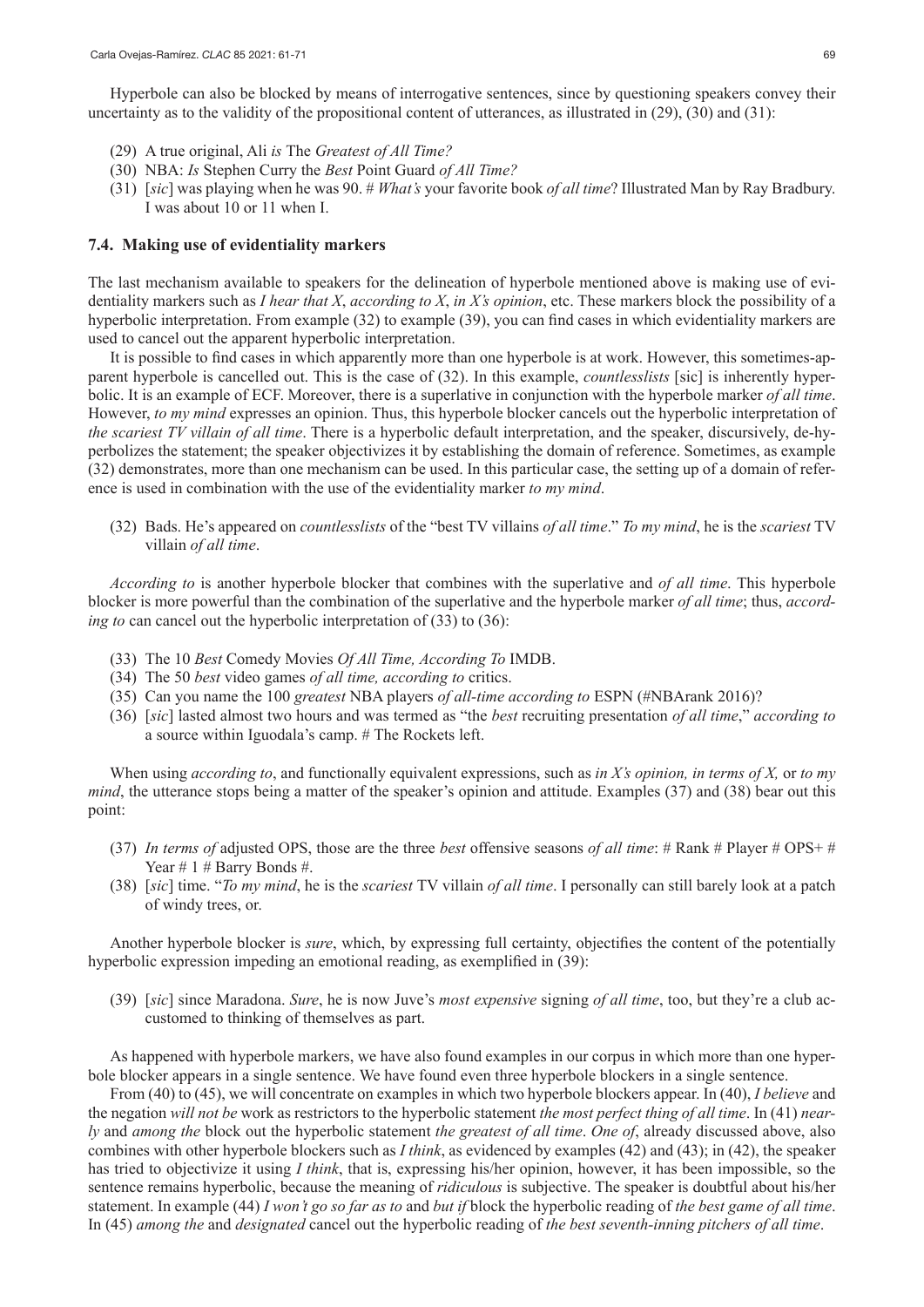Hyperbole can also be blocked by means of interrogative sentences, since by questioning speakers convey their uncertainty as to the validity of the propositional content of utterances, as illustrated in (29), (30) and (31):

(29) A true original, Ali *is* The *Greatest of All Time?*

(30) NBA: *Is* Stephen Curry the *Best* Point Guard *of All Time?*

(31) [*sic*] was playing when he was 90. # *What's* your favorite book *of all time*? Illustrated Man by Ray Bradbury. I was about 10 or 11 when I.

### 7.4. Making use of evidentiality markers

The last mechanism available to speakers for the delineation of hyperbole mentioned above is making use of evidentiality markers such as *I hear that X*, *according to X*, *in X's opinion*, etc. These markers block the possibility of a hyperbolic interpretation. From example (32) to example (39), you can find cases in which evidentiality markers are used to cancel out the apparent hyperbolic interpretation.

It is possible to find cases in which apparently more than one hyperbole is at work. However, this sometimes-apparent hyperbole is cancelled out. This is the case of (32). In this example, *countlesslists* [sic] is inherently hyperbolic. It is an example of ECF. Moreover, there is a superlative in conjunction with the hyperbole marker *of all time*. However, *to my mind* expresses an opinion. Thus, this hyperbole blocker cancels out the hyperbolic interpretation of *the scariest TV villain of all time*. There is a hyperbolic default interpretation, and the speaker, discursively, de-hyperbolizes the statement; the speaker objectivizes it by establishing the domain of reference. Sometimes, as example (32) demonstrates, more than one mechanism can be used. In this particular case, the setting up of a domain of reference is used in combination with the use of the evidentiality marker *to my mind*.

(32) Bads. He's appeared on *countlesslists* of the "best TV villains *of all time*." *To my mind*, he is the *scariest* TV villain *of all time*.

*According to* is another hyperbole blocker that combines with the superlative and *of all time*. This hyperbole blocker is more powerful than the combination of the superlative and the hyperbole marker *of all time*; thus, *according to* can cancel out the hyperbolic interpretation of (33) to (36):

(33) The 10 *Best* Comedy Movies *Of All Time, According To* IMDB.

(34) The 50 *best* video games *of all time, according to* critics.

(35) Can you name the 100 *greatest* NBA players *of all-time according to* ESPN (#NBArank 2016)?

(36) [*sic*] lasted almost two hours and was termed as "the *best* recruiting presentation *of all time*," *according to* a source within Iguodala's camp. # The Rockets left.

When using *according to*, and functionally equivalent expressions, such as *in X's opinion, in terms of X,* or *to my mind*, the utterance stops being a matter of the speaker's opinion and attitude. Examples (37) and (38) bear out this point:

(37) *In terms of* adjusted OPS, those are the three *best* offensive seasons *of all time*: # Rank # Player # OPS+ # Year # 1 # Barry Bonds #.

(38) [*sic*] time. "*To my mind*, he is the *scariest* TV villain *of all time*. I personally can still barely look at a patch of windy trees, or.

Another hyperbole blocker is *sure*, which, by expressing full certainty, objectifies the content of the potentially hyperbolic expression impeding an emotional reading, as exemplified in (39):

(39) [*sic*] since Maradona. *Sure*, he is now Juve's *most expensive* signing *of all time*, too, but they're a club accustomed to thinking of themselves as part.

As happened with hyperbole markers, we have also found examples in our corpus in which more than one hyperbole blocker appears in a single sentence. We have found even three hyperbole blockers in a single sentence.

From (40) to (45), we will concentrate on examples in which two hyperbole blockers appear. In (40), *I believe* and the negation *will not be* work as restrictors to the hyperbolic statement *the most perfect thing of all time*. In (41) *nearly* and *among the* block out the hyperbolic statement *the greatest of all time*. *One of*, already discussed above, also combines with other hyperbole blockers such as *I think*, as evidenced by examples (42) and (43); in (42), the speaker has tried to objectivize it using *I think*, that is, expressing his/her opinion, however, it has been impossible, so the sentence remains hyperbolic, because the meaning of *ridiculous* is subjective. The speaker is doubtful about his/her statement. In example (44) *I won't go so far as to* and *but if* block the hyperbolic reading of *the best game of all time*. In (45) *among the* and *designated* cancel out the hyperbolic reading of *the best seventh-inning pitchers of all time*.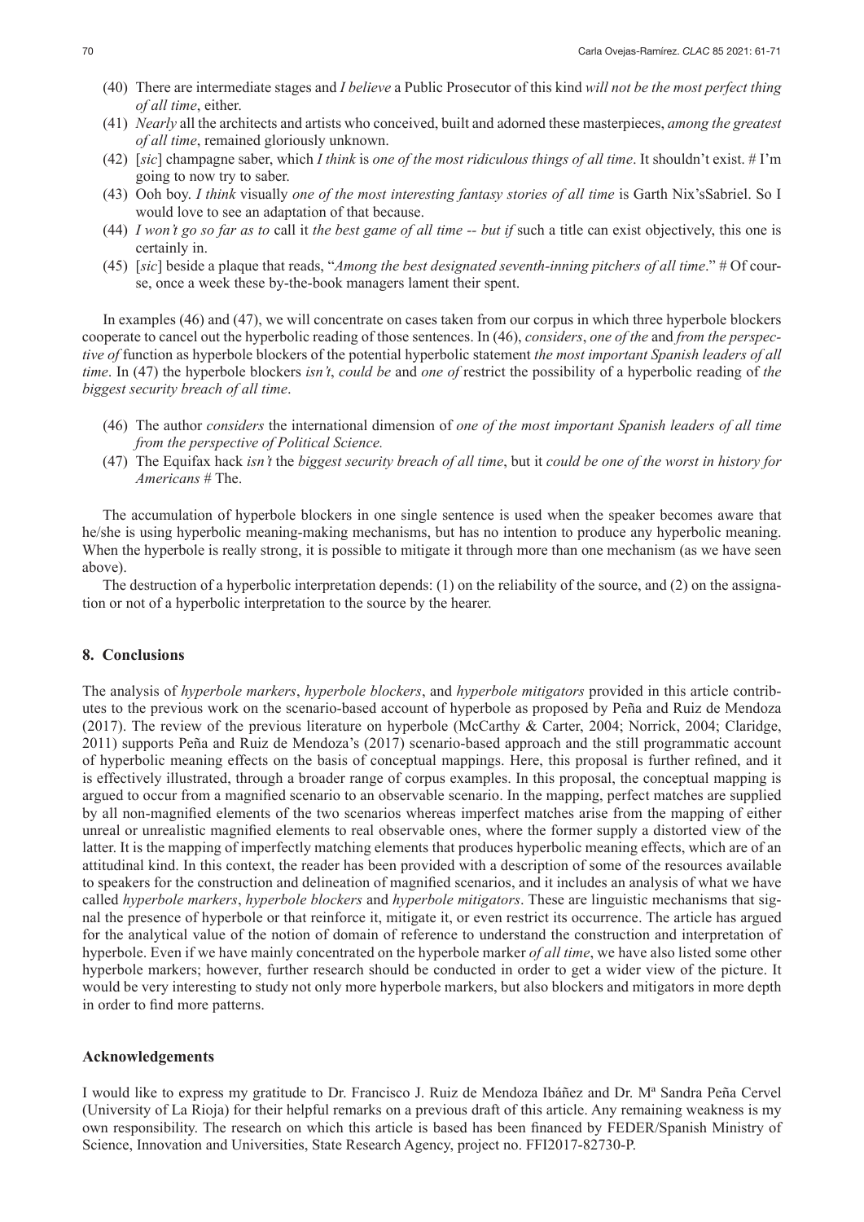(40) There are intermediate stages and *I believe* a Public Prosecutor of this kind *will not be the most perfect thing of all time*, either.

(41) *Nearly* all the architects and artists who conceived, built and adorned these masterpieces, *among the greatest of all time*, remained gloriously unknown.

(42) [*sic*] champagne saber, which *I think* is *one of the most ridiculous things of all time*. It shouldn't exist. # I'm going to now try to saber.

(43) Ooh boy. *I think* visually *one of the most interesting fantasy stories of all time* is Garth Nix'sSabriel. So I would love to see an adaptation of that because.

(44) *I won't go so far as to* call it *the best game of all time -- but if* such a title can exist objectively, this one is certainly in.

(45) [*sic*] beside a plaque that reads, "*Among the best designated seventh-inning pitchers of all time*." # Of course, once a week these by-the-book managers lament their spent.

In examples (46) and (47), we will concentrate on cases taken from our corpus in which three hyperbole blockers cooperate to cancel out the hyperbolic reading of those sentences. In (46), *considers*, *one of the* and *from the perspective of* function as hyperbole blockers of the potential hyperbolic statement *the most important Spanish leaders of all time*. In (47) the hyperbole blockers *isn't*, *could be* and *one of* restrict the possibility of a hyperbolic reading of *the biggest security breach of all time*.

(46) The author *considers* the international dimension of *one of the most important Spanish leaders of all time from the perspective of Political Science.*

(47) The Equifax hack *isn't* the *biggest security breach of all time*, but it *could be one of the worst in history for Americans* # The.

The accumulation of hyperbole blockers in one single sentence is used when the speaker becomes aware that he/she is using hyperbolic meaning-making mechanisms, but has no intention to produce any hyperbolic meaning. When the hyperbole is really strong, it is possible to mitigate it through more than one mechanism (as we have seen above).

The destruction of a hyperbolic interpretation depends: (1) on the reliability of the source, and (2) on the assignation or not of a hyperbolic interpretation to the source by the hearer.

## 8. Conclusions

The analysis of *hyperbole markers*, *hyperbole blockers*, and *hyperbole mitigators* provided in this article contributes to the previous work on the scenario-based account of hyperbole as proposed by Peña and Ruiz de Mendoza (2017). The review of the previous literature on hyperbole (McCarthy & Carter, 2004; Norrick, 2004; Claridge, 2011) supports Peña and Ruiz de Mendoza's (2017) scenario-based approach and the still programmatic account of hyperbolic meaning effects on the basis of conceptual mappings. Here, this proposal is further refined, and it is effectively illustrated, through a broader range of corpus examples. In this proposal, the conceptual mapping is argued to occur from a magnified scenario to an observable scenario. In the mapping, perfect matches are supplied by all non-magnified elements of the two scenarios whereas imperfect matches arise from the mapping of either unreal or unrealistic magnified elements to real observable ones, where the former supply a distorted view of the latter. It is the mapping of imperfectly matching elements that produces hyperbolic meaning effects, which are of an attitudinal kind. In this context, the reader has been provided with a description of some of the resources available to speakers for the construction and delineation of magnified scenarios, and it includes an analysis of what we have called *hyperbole markers*, *hyperbole blockers* and *hyperbole mitigators*. These are linguistic mechanisms that signal the presence of hyperbole or that reinforce it, mitigate it, or even restrict its occurrence. The article has argued for the analytical value of the notion of domain of reference to understand the construction and interpretation of hyperbole. Even if we have mainly concentrated on the hyperbole marker *of all time*, we have also listed some other hyperbole markers; however, further research should be conducted in order to get a wider view of the picture. It would be very interesting to study not only more hyperbole markers, but also blockers and mitigators in more depth in order to find more patterns.

## Acknowledgements

I would like to express my gratitude to Dr. Francisco J. Ruiz de Mendoza Ibáñez and Dr. Mª Sandra Peña Cervel (University of La Rioja) for their helpful remarks on a previous draft of this article. Any remaining weakness is my own responsibility. The research on which this article is based has been financed by FEDER/Spanish Ministry of Science, Innovation and Universities, State Research Agency, project no. FFI2017-82730-P.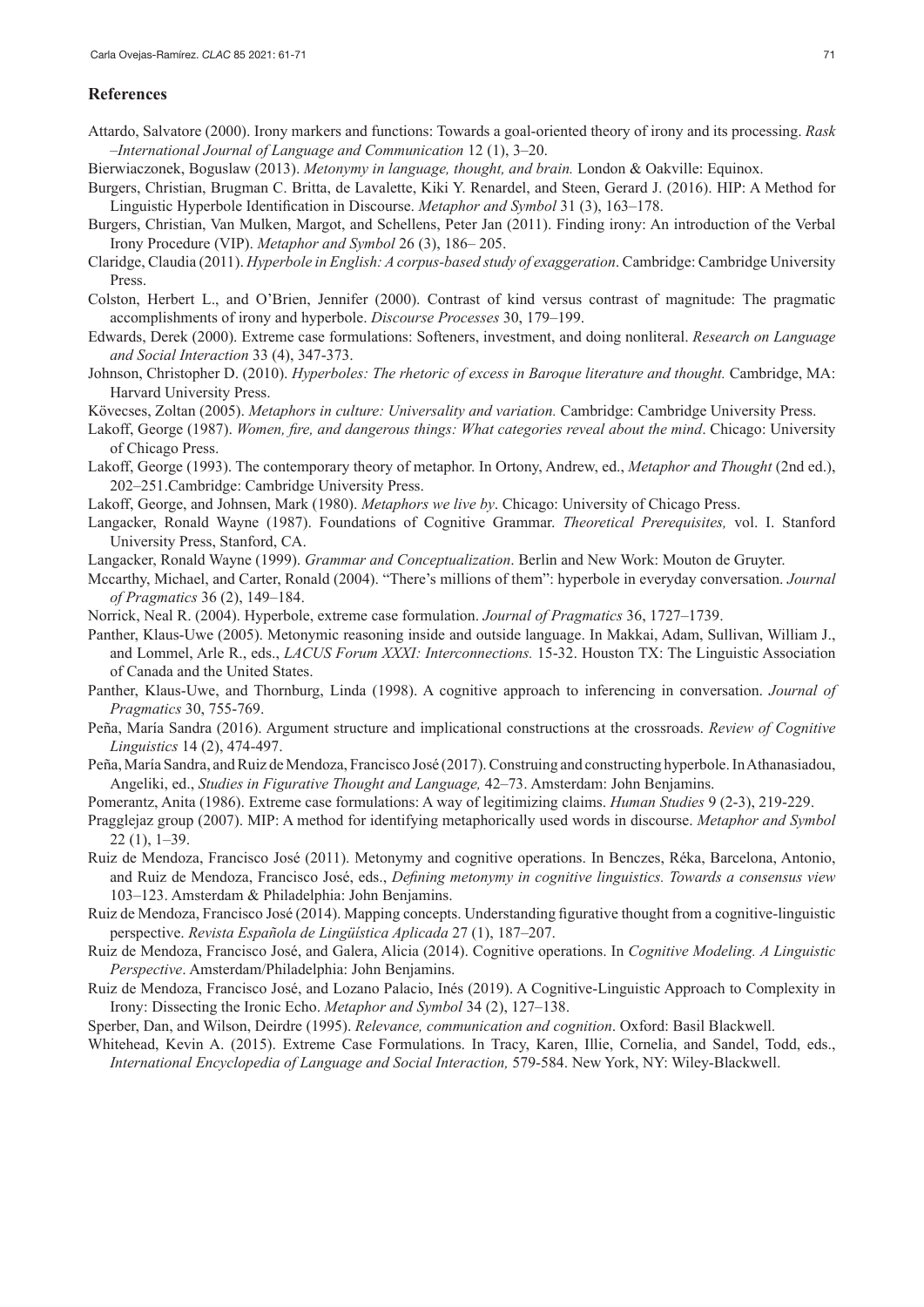## References

Attardo, Salvatore (2000). Irony markers and functions: Towards a goal-oriented theory of irony and its processing. *Rask –International Journal of Language and Communication* 12 (1), 3–20.

Bierwiaczonek, Boguslaw (2013). *Metonymy in language, thought, and brain.* London & Oakville: Equinox.

Burgers, Christian, Brugman C. Britta, de Lavalette, Kiki Y. Renardel, and Steen, Gerard J. (2016). HIP: A Method for Linguistic Hyperbole Identification in Discourse. *Metaphor and Symbol* 31 (3), 163–178.

Burgers, Christian, Van Mulken, Margot, and Schellens, Peter Jan (2011). Finding irony: An introduction of the Verbal Irony Procedure (VIP). *Metaphor and Symbol* 26 (3), 186– 205.

Claridge, Claudia (2011). *Hyperbole in English: A corpus-based study of exaggeration*. Cambridge: Cambridge University Press.

Colston, Herbert L., and O'Brien, Jennifer (2000). Contrast of kind versus contrast of magnitude: The pragmatic accomplishments of irony and hyperbole. *Discourse Processes* 30, 179–199.

Edwards, Derek (2000). Extreme case formulations: Softeners, investment, and doing nonliteral. *Research on Language and Social Interaction* 33 (4), 347-373.

Johnson, Christopher D. (2010). *Hyperboles: The rhetoric of excess in Baroque literature and thought.* Cambridge, MA: Harvard University Press.

Kövecses, Zoltan (2005). *Metaphors in culture: Universality and variation.* Cambridge: Cambridge University Press.

Lakoff, George (1987). *Women, fire, and dangerous things: What categories reveal about the mind*. Chicago: University of Chicago Press.

Lakoff, George (1993). The contemporary theory of metaphor. In Ortony, Andrew, ed., *Metaphor and Thought* (2nd ed.), 202–251.Cambridge: Cambridge University Press.

Lakoff, George, and Johnsen, Mark (1980). *Metaphors we live by*. Chicago: University of Chicago Press.

Langacker, Ronald Wayne (1987). Foundations of Cognitive Grammar. *Theoretical Prerequisites,* vol. I. Stanford University Press, Stanford, CA.

Langacker, Ronald Wayne (1999). *Grammar and Conceptualization*. Berlin and New Work: Mouton de Gruyter.

Mccarthy, Michael, and Carter, Ronald (2004). "There's millions of them": hyperbole in everyday conversation. *Journal of Pragmatics* 36 (2), 149–184.

Norrick, Neal R. (2004). Hyperbole, extreme case formulation. *Journal of Pragmatics* 36, 1727–1739.

Panther, Klaus-Uwe (2005). Metonymic reasoning inside and outside language. In Makkai, Adam, Sullivan, William J., and Lommel, Arle R., eds., *LACUS Forum XXXI: Interconnections.* 15-32. Houston TX: The Linguistic Association of Canada and the United States.

Panther, Klaus-Uwe, and Thornburg, Linda (1998). A cognitive approach to inferencing in conversation. *Journal of Pragmatics* 30, 755-769.

Peña, María Sandra (2016). Argument structure and implicational constructions at the crossroads. *Review of Cognitive Linguistics* 14 (2), 474-497.

Peña, María Sandra, and Ruiz de Mendoza, Francisco José (2017). Construing and constructing hyperbole. In Athanasiadou, Angeliki, ed., *Studies in Figurative Thought and Language,* 42–73. Amsterdam: John Benjamins.

Pomerantz, Anita (1986). Extreme case formulations: A way of legitimizing claims. *Human Studies* 9 (2-3), 219-229.

Pragglejaz group (2007). MIP: A method for identifying metaphorically used words in discourse. *Metaphor and Symbol* 22 (1), 1–39.

Ruiz de Mendoza, Francisco José (2011). Metonymy and cognitive operations. In Benczes, Réka, Barcelona, Antonio, and Ruiz de Mendoza, Francisco José, eds., *Defining metonymy in cognitive linguistics. Towards a consensus view* 103–123. Amsterdam & Philadelphia: John Benjamins.

Ruiz de Mendoza, Francisco José (2014). Mapping concepts. Understanding figurative thought from a cognitive-linguistic perspective. *Revista Española de Lingüística Aplicada* 27 (1), 187–207.

Ruiz de Mendoza, Francisco José, and Galera, Alicia (2014). Cognitive operations. In *Cognitive Modeling. A Linguistic Perspective*. Amsterdam/Philadelphia: John Benjamins.

Ruiz de Mendoza, Francisco José, and Lozano Palacio, Inés (2019). A Cognitive-Linguistic Approach to Complexity in Irony: Dissecting the Ironic Echo. *Metaphor and Symbol* 34 (2), 127–138.

Sperber, Dan, and Wilson, Deirdre (1995). *Relevance, communication and cognition*. Oxford: Basil Blackwell.

Whitehead, Kevin A. (2015). Extreme Case Formulations. In Tracy, Karen, Illie, Cornelia, and Sandel, Todd, eds., *International Encyclopedia of Language and Social Interaction,* 579-584. New York, NY: Wiley-Blackwell.